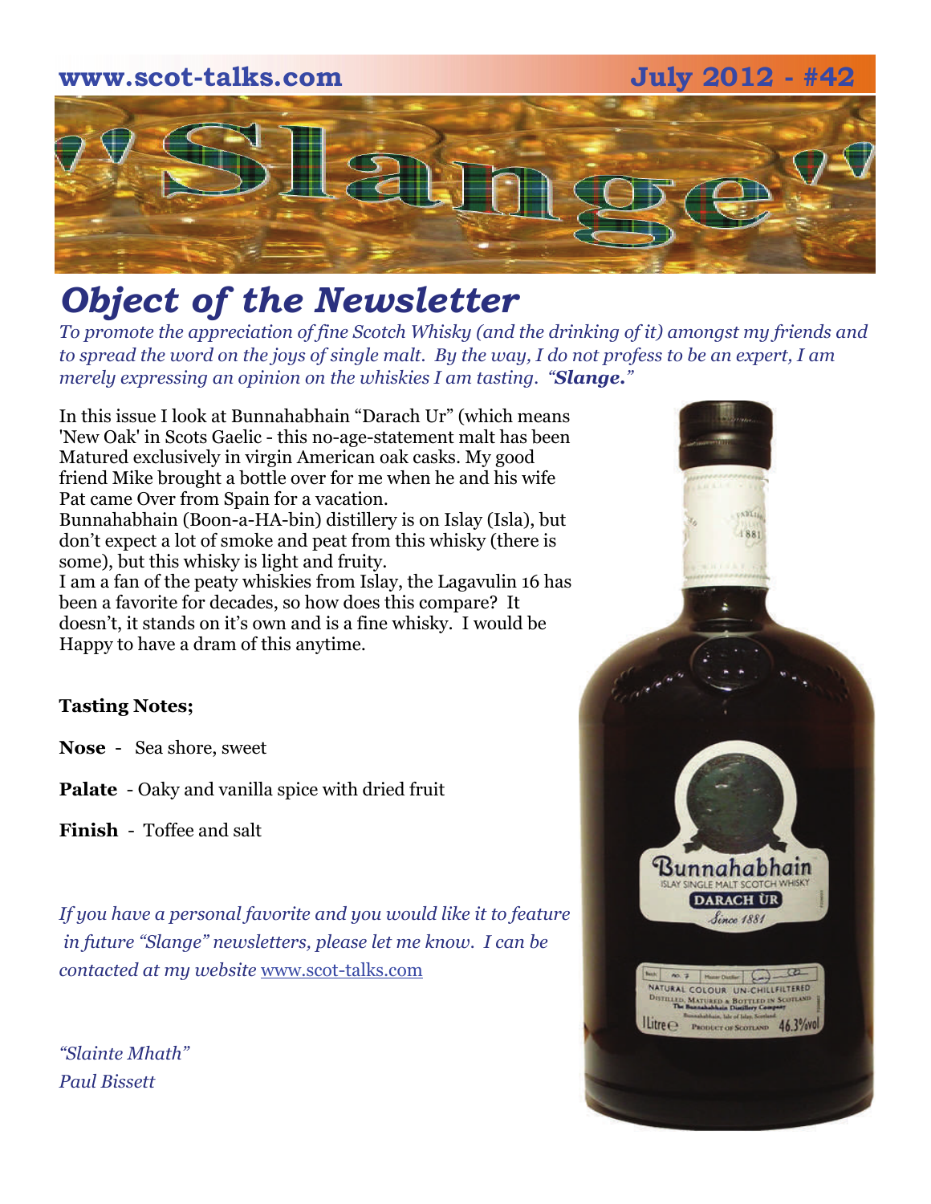www.scot-talks.com July 2012 - #42

# "Slange"

## *Object of the Newsletter*

*To promote the appreciation of fine Scotch Whisky (and the drinking of it) amongst my friends and to spread the word on the joys of single malt. By the way, I do not profess to be an expert, I am merely expressing an opinion on the whiskies I am tasting. "**Slange.**"*

In this issue I look at Bunnahabhain "Darach Ur" (which means 'New Oak' in Scots Gaelic - this no-age-statement malt has been Matured exclusively in virgin American oak casks. My good friend Mike brought a bottle over for me when he and his wife Pat came Over from Spain for a vacation.
Bunnahabhain (Boon-a-HA-bin) distillery is on Islay (Isla), but don't expect a lot of smoke and peat from this whisky (there is some), but this whisky is light and fruity.
I am a fan of the peaty whiskies from Islay, the Lagavulin 16 has been a favorite for decades, so how does this compare? It doesn't, it stands on it's own and is a fine whisky. I would be Happy to have a dram of this anytime.

**Tasting Notes;**

**Nose** - Sea shore, sweet

**Palate** - Oaky and vanilla spice with dried fruit

**Finish** - Toffee and salt

*If you have a personal favorite and you would like it to feature in future "Slange" newsletters, please let me know. I can be contacted at my website* www.scot-talks.com

*"Slainte Mhath"*
*Paul Bissett*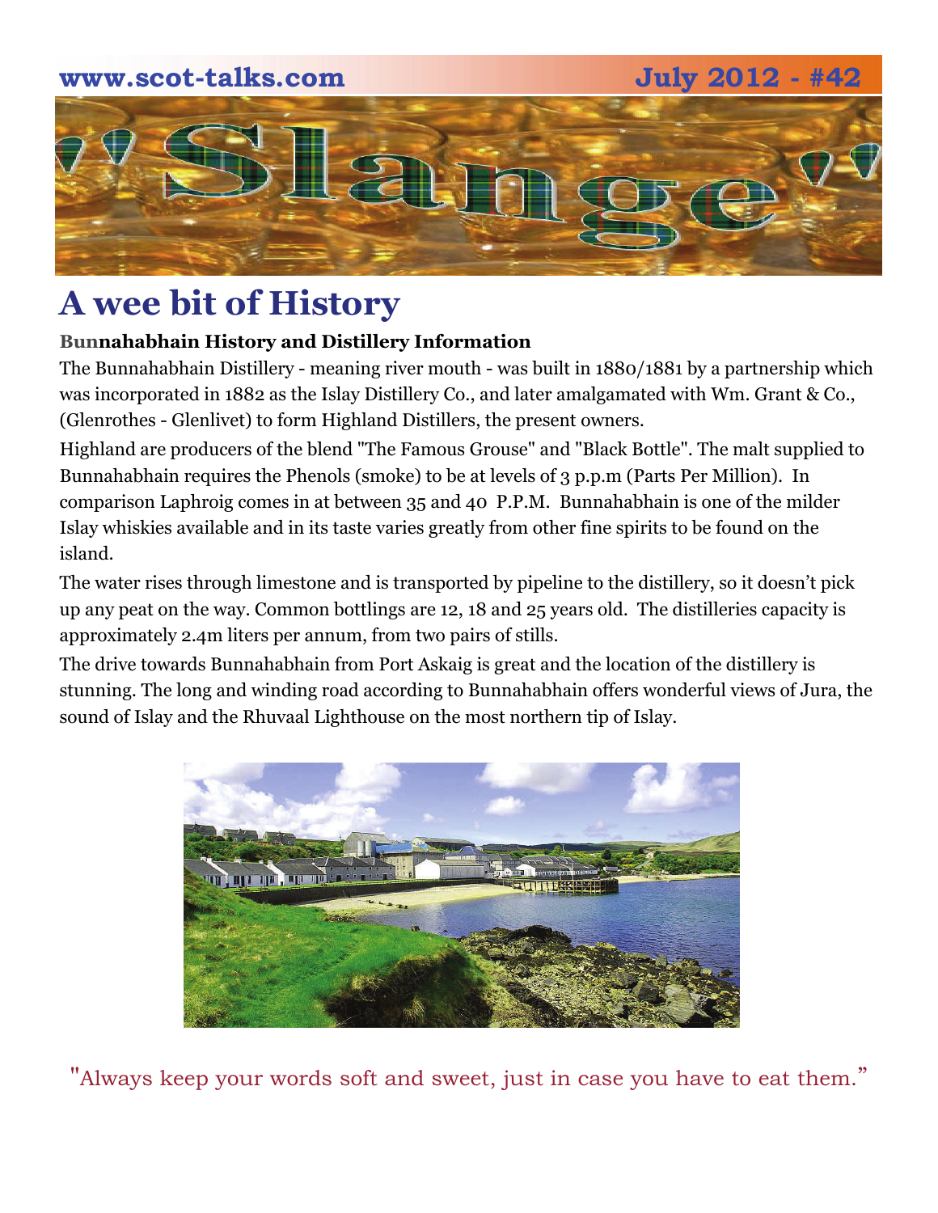# A wee bit of History

**Bunnahabhain History and Distillery Information**

The Bunnahabhain Distillery - meaning river mouth - was built in 1880/1881 by a partnership which was incorporated in 1882 as the Islay Distillery Co., and later amalgamated with Wm. Grant & Co., (Glenrothes - Glenlivet) to form Highland Distillers, the present owners.

Highland are producers of the blend "The Famous Grouse" and "Black Bottle". The malt supplied to Bunnahabhain requires the Phenols (smoke) to be at levels of 3 p.p.m (Parts Per Million). In comparison Laphroig comes in at between 35 and 40 P.P.M. Bunnahabhain is one of the milder Islay whiskies available and in its taste varies greatly from other fine spirits to be found on the island.

The water rises through limestone and is transported by pipeline to the distillery, so it doesn't pick up any peat on the way. Common bottlings are 12, 18 and 25 years old. The distilleries capacity is approximately 2.4m liters per annum, from two pairs of stills.

The drive towards Bunnahabhain from Port Askaig is great and the location of the distillery is stunning. The long and winding road according to Bunnahabhain offers wonderful views of Jura, the sound of Islay and the Rhuvaal Lighthouse on the most northern tip of Islay.

"Always keep your words soft and sweet, just in case you have to eat them."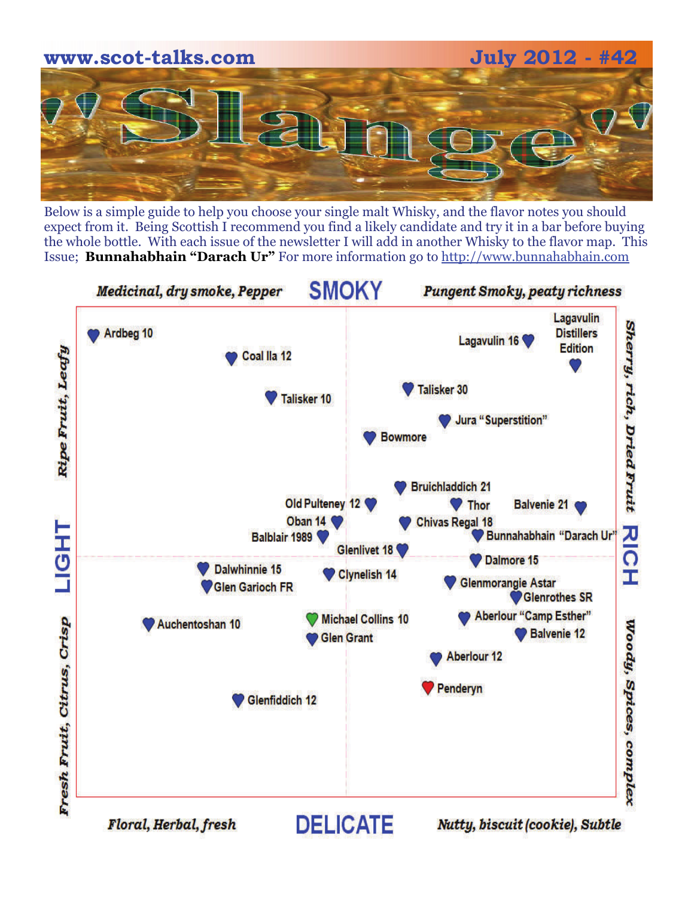www.scot-talks.com July 2012 - #42

# "Slange"

Below is a simple guide to help you choose your single malt Whisky, and the flavor notes you should expect from it. Being Scottish I recommend you find a likely candidate and try it in a bar before buying the whole bottle. With each issue of the newsletter I will add in another Whisky to the flavor map. This Issue; **Bunnahabhain "Darach Ur"** For more information go to http://www.bunnahabhain.com

*Medicinal, dry smoke, Pepper* **SMOKY** *Pungent Smoky, peaty richness*

*Ripe Fruit, Leafy* **LIGHT** *Fresh Fruit, Citrus, Crisp*

*Sherry, rich, Dried Fruit* **RICH** *Woody, Spices, complex*

*Floral, Herbal, fresh* **DELICATE** *Nutty, biscuit (cookie), Subtle*

Ardbeg 10

Coal Ila 12

Talisker 10

Lagavulin 16

Lagavulin Distillers Edition

Talisker 30

Jura "Superstition"

Bowmore

Bruichladdich 21

Old Pulteney 12

Thor

Balvenie 21

Oban 14

Chivas Regal 18

Balblair 1989

Bunnahabhain "Darach Ur"

Glenlivet 18

Dalmore 15

Dalwhinnie 15

Glen Garioch FR

Clynelish 14

Glenmorangie Astar

Glenrothes SR

Auchentoshan 10

Michael Collins 10

Aberlour "Camp Esther"

Glen Grant

Balvenie 12

Aberlour 12

Penderyn

Glenfiddich 12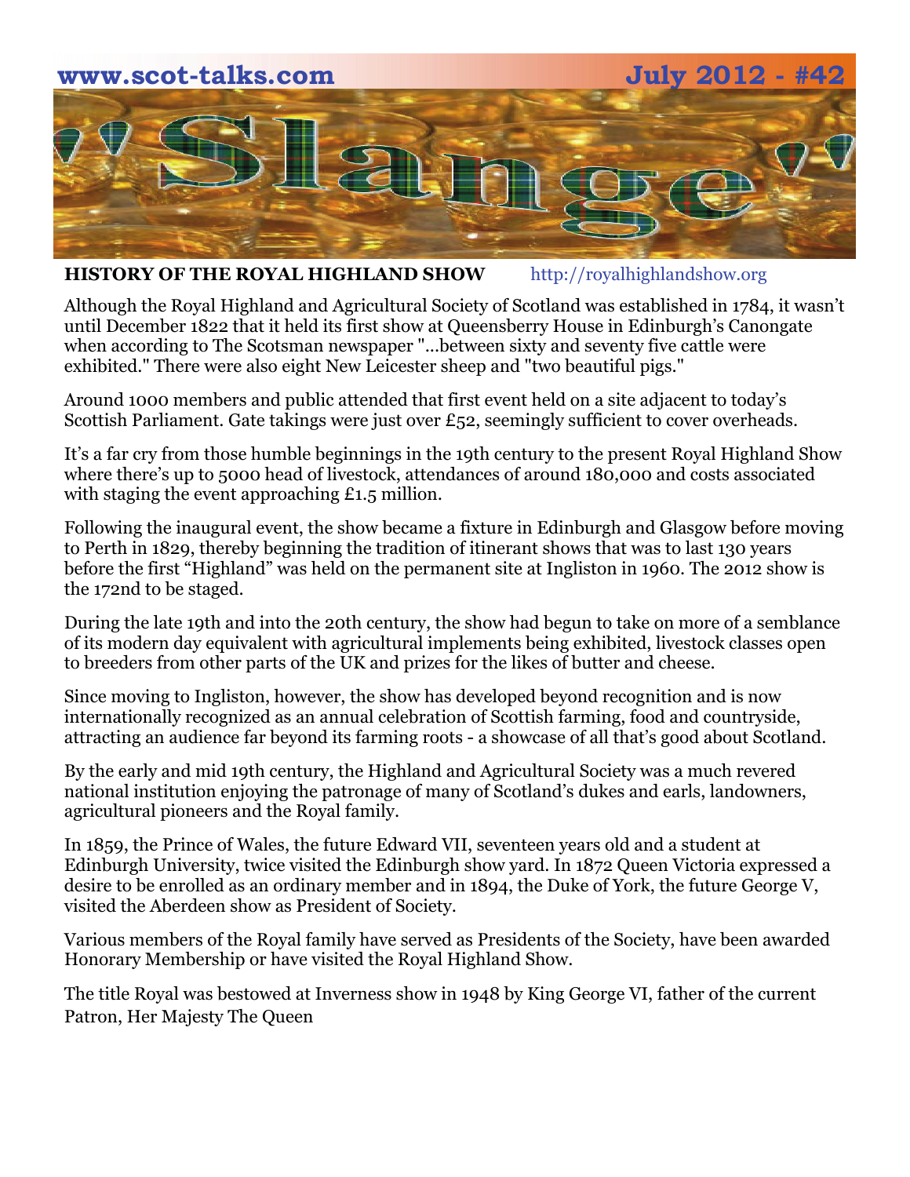## HISTORY OF THE ROYAL HIGHLAND SHOW

http://royalhighlandshow.org

Although the Royal Highland and Agricultural Society of Scotland was established in 1784, it wasn't until December 1822 that it held its first show at Queensberry House in Edinburgh's Canongate when according to The Scotsman newspaper "...between sixty and seventy five cattle were exhibited." There were also eight New Leicester sheep and "two beautiful pigs."

Around 1000 members and public attended that first event held on a site adjacent to today's Scottish Parliament. Gate takings were just over £52, seemingly sufficient to cover overheads.

It's a far cry from those humble beginnings in the 19th century to the present Royal Highland Show where there's up to 5000 head of livestock, attendances of around 180,000 and costs associated with staging the event approaching £1.5 million.

Following the inaugural event, the show became a fixture in Edinburgh and Glasgow before moving to Perth in 1829, thereby beginning the tradition of itinerant shows that was to last 130 years before the first "Highland" was held on the permanent site at Ingliston in 1960. The 2012 show is the 172nd to be staged.

During the late 19th and into the 20th century, the show had begun to take on more of a semblance of its modern day equivalent with agricultural implements being exhibited, livestock classes open to breeders from other parts of the UK and prizes for the likes of butter and cheese.

Since moving to Ingliston, however, the show has developed beyond recognition and is now internationally recognized as an annual celebration of Scottish farming, food and countryside, attracting an audience far beyond its farming roots - a showcase of all that's good about Scotland.

By the early and mid 19th century, the Highland and Agricultural Society was a much revered national institution enjoying the patronage of many of Scotland's dukes and earls, landowners, agricultural pioneers and the Royal family.

In 1859, the Prince of Wales, the future Edward VII, seventeen years old and a student at Edinburgh University, twice visited the Edinburgh show yard. In 1872 Queen Victoria expressed a desire to be enrolled as an ordinary member and in 1894, the Duke of York, the future George V, visited the Aberdeen show as President of Society.

Various members of the Royal family have served as Presidents of the Society, have been awarded Honorary Membership or have visited the Royal Highland Show.

The title Royal was bestowed at Inverness show in 1948 by King George VI, father of the current Patron, Her Majesty The Queen